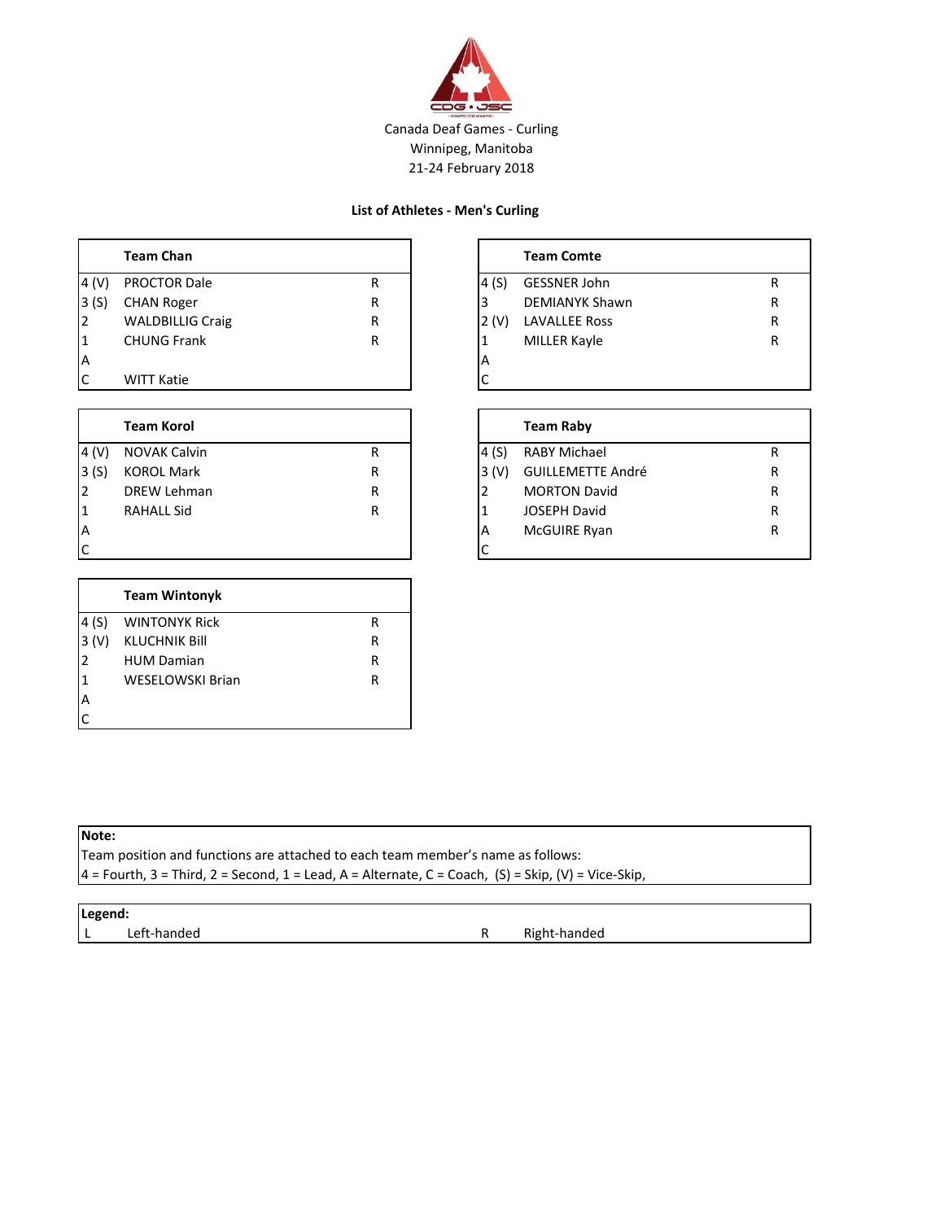Canada Deaf Games - Curling
Winnipeg, Manitoba
21-24 February 2018

## List of Athletes - Men's Curling

| | **Team Chan** | |
|---|---|---|
| 4 (V) | PROCTOR Dale | R |
| 3 (S) | CHAN Roger | R |
| 2 | WALDBILLIG Craig | R |
| 1 | CHUNG Frank | R |
| A | | |
| C | WITT Katie | |

| | **Team Comte** | |
|---|---|---|
| 4 (S) | GESSNER John | R |
| 3 | DEMIANYK Shawn | R |
| 2 (V) | LAVALLEE Ross | R |
| 1 | MILLER Kayle | R |
| A | | |
| C | | |

| | **Team Korol** | |
|---|---|---|
| 4 (V) | NOVAK Calvin | R |
| 3 (S) | KOROL Mark | R |
| 2 | DREW Lehman | R |
| 1 | RAHALL Sid | R |
| A | | |
| C | | |

| | **Team Raby** | |
|---|---|---|
| 4 (S) | RABY Michael | R |
| 3 (V) | GUILLEMETTE André | R |
| 2 | MORTON David | R |
| 1 | JOSEPH David | R |
| A | McGUIRE Ryan | R |
| C | | |

| | **Team Wintonyk** | |
|---|---|---|
| 4 (S) | WINTONYK Rick | R |
| 3 (V) | KLUCHNIK Bill | R |
| 2 | HUM Damian | R |
| 1 | WESELOWSKI Brian | R |
| A | | |
| C | | |

**Note:**
Team position and functions are attached to each team member's name as follows:
4 = Fourth, 3 = Third, 2 = Second, 1 = Lead, A = Alternate, C = Coach, (S) = Skip, (V) = Vice-Skip,

**Legend:**

| | | | |
|---|---|---|---|
| L | Left-handed | R | Right-handed |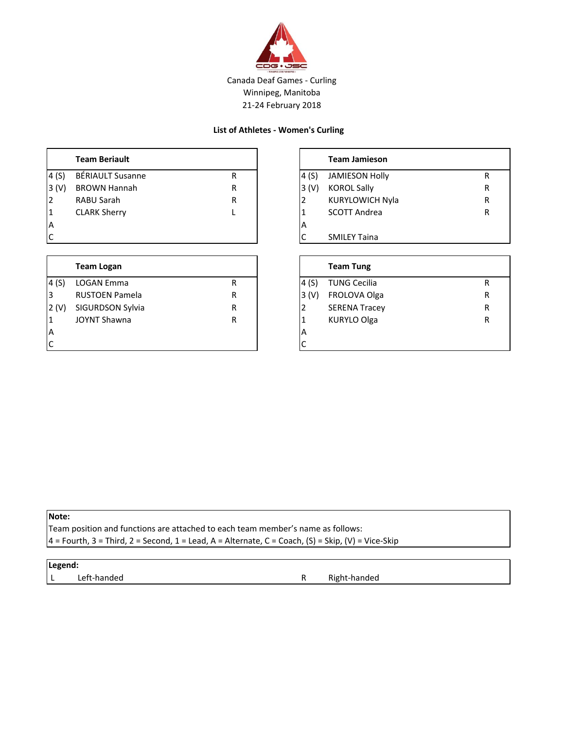Canada Deaf Games - Curling
Winnipeg, Manitoba
21-24 February 2018

## List of Athletes - Women's Curling

| | **Team Beriault** | |
|---|---|---|
| 4 (S) | BÉRIAULT Susanne | R |
| 3 (V) | BROWN Hannah | R |
| 2 | RABU Sarah | R |
| 1 | CLARK Sherry | L |
| A | | |
| C | | |

| | **Team Jamieson** | |
|---|---|---|
| 4 (S) | JAMIESON Holly | R |
| 3 (V) | KOROL Sally | R |
| 2 | KURYLOWICH Nyla | R |
| 1 | SCOTT Andrea | R |
| A | | |
| C | SMILEY Taina | |

| | **Team Logan** | |
|---|---|---|
| 4 (S) | LOGAN Emma | R |
| 3 | RUSTOEN Pamela | R |
| 2 (V) | SIGURDSON Sylvia | R |
| 1 | JOYNT Shawna | R |
| A | | |
| C | | |

| | **Team Tung** | |
|---|---|---|
| 4 (S) | TUNG Cecilia | R |
| 3 (V) | FROLOVA Olga | R |
| 2 | SERENA Tracey | R |
| 1 | KURYLO Olga | R |
| A | | |
| C | | |

**Note:**
Team position and functions are attached to each team member's name as follows:
4 = Fourth, 3 = Third, 2 = Second, 1 = Lead, A = Alternate, C = Coach, (S) = Skip, (V) = Vice-Skip

**Legend:**

| | | | |
|---|---|---|---|
| L | Left-handed | R | Right-handed |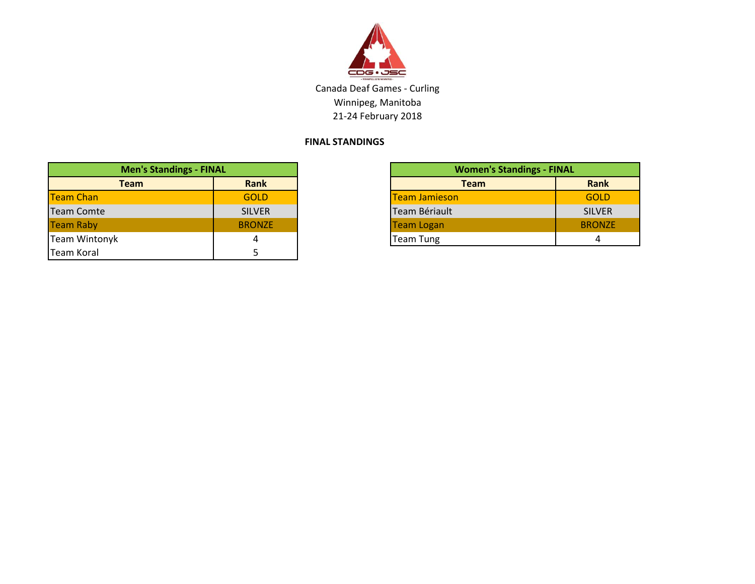Canada Deaf Games - Curling
Winnipeg, Manitoba
21-24 February 2018

**FINAL STANDINGS**

| Men's Standings - FINAL | |
|---|---|
| **Team** | **Rank** |
| Team Chan | GOLD |
| Team Comte | SILVER |
| Team Raby | BRONZE |
| Team Wintonyk | 4 |
| Team Koral | 5 |

| Women's Standings - FINAL | |
|---|---|
| **Team** | **Rank** |
| Team Jamieson | GOLD |
| Team Bériault | SILVER |
| Team Logan | BRONZE |
| Team Tung | 4 |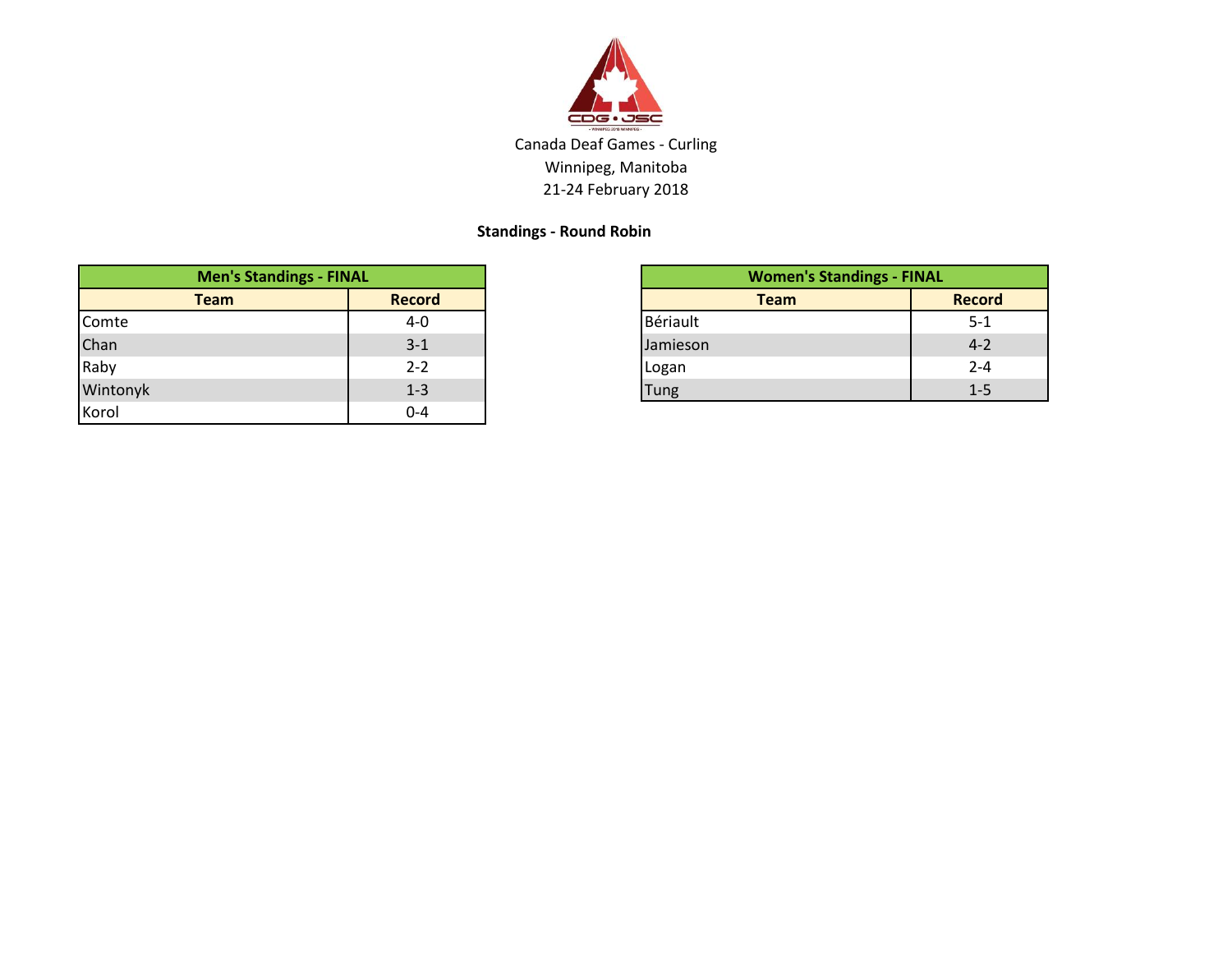Canada Deaf Games - Curling
Winnipeg, Manitoba
21-24 February 2018

**Standings - Round Robin**

| Men's Standings - FINAL | |
|---|---|
| **Team** | **Record** |
| Comte | 4-0 |
| Chan | 3-1 |
| Raby | 2-2 |
| Wintonyk | 1-3 |
| Korol | 0-4 |

| Women's Standings - FINAL | |
|---|---|
| **Team** | **Record** |
| Bériault | 5-1 |
| Jamieson | 4-2 |
| Logan | 2-4 |
| Tung | 1-5 |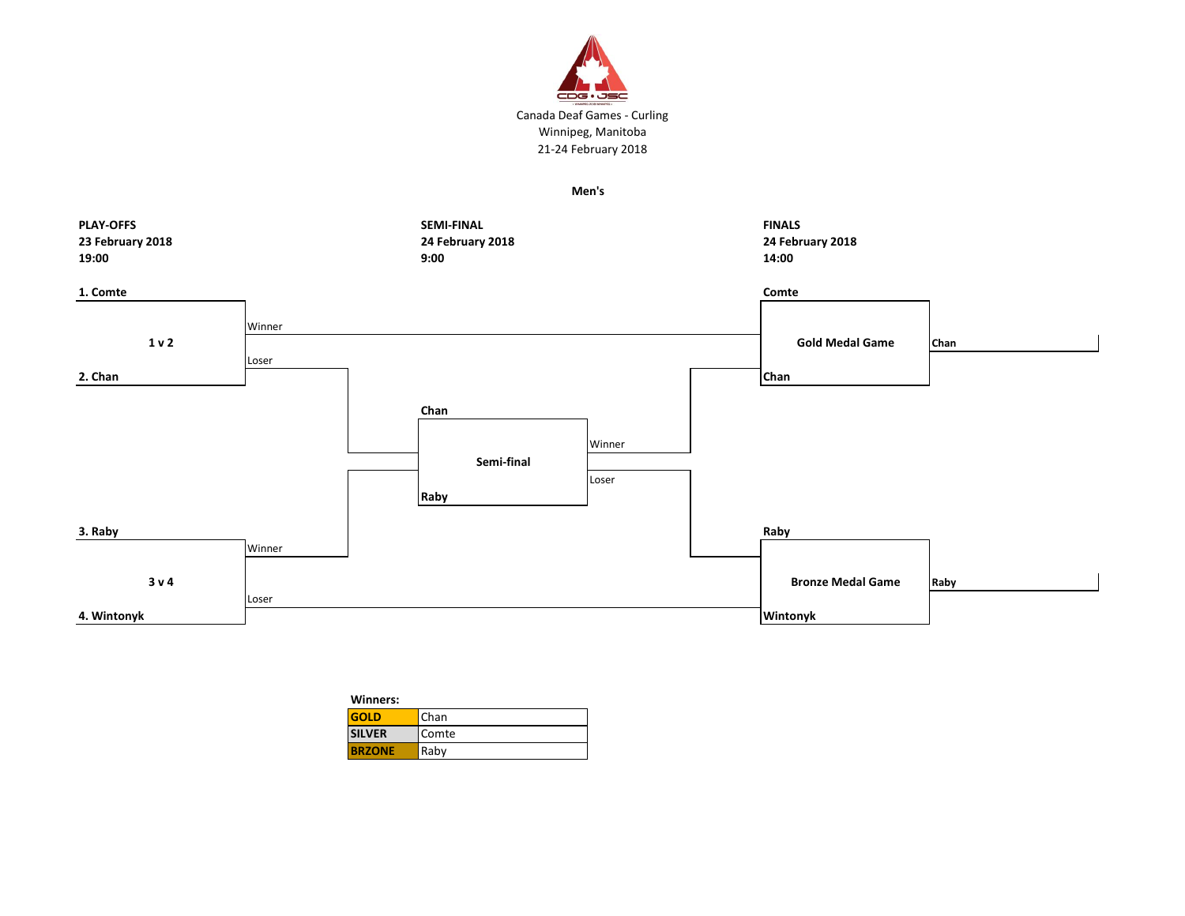Canada Deaf Games - Curling
Winnipeg, Manitoba
21-24 February 2018

## Men's

**PLAY-OFFS**
**23 February 2018**
**19:00**

**1 v 2**

- **1. Comte**
- **2. Chan**

Winner → Gold Medal Game
Loser → Semi-final

**3 v 4**

- **3. Raby**
- **4. Wintonyk**

Winner → Semi-final
Loser → Bronze Medal Game

**SEMI-FINAL**
**24 February 2018**
**9:00**

**Semi-final**

- **Chan**
- **Raby**

Winner → Gold Medal Game
Loser → Bronze Medal Game

**FINALS**
**24 February 2018**
**14:00**

**Gold Medal Game**

- **Comte**
- **Chan**

Winner: **Chan**

**Bronze Medal Game**

- **Raby**
- **Wintonyk**

Winner: **Raby**

**Winners:**

| | |
|---|---|
| **GOLD** | Chan |
| **SILVER** | Comte |
| **BRZONE** | Raby |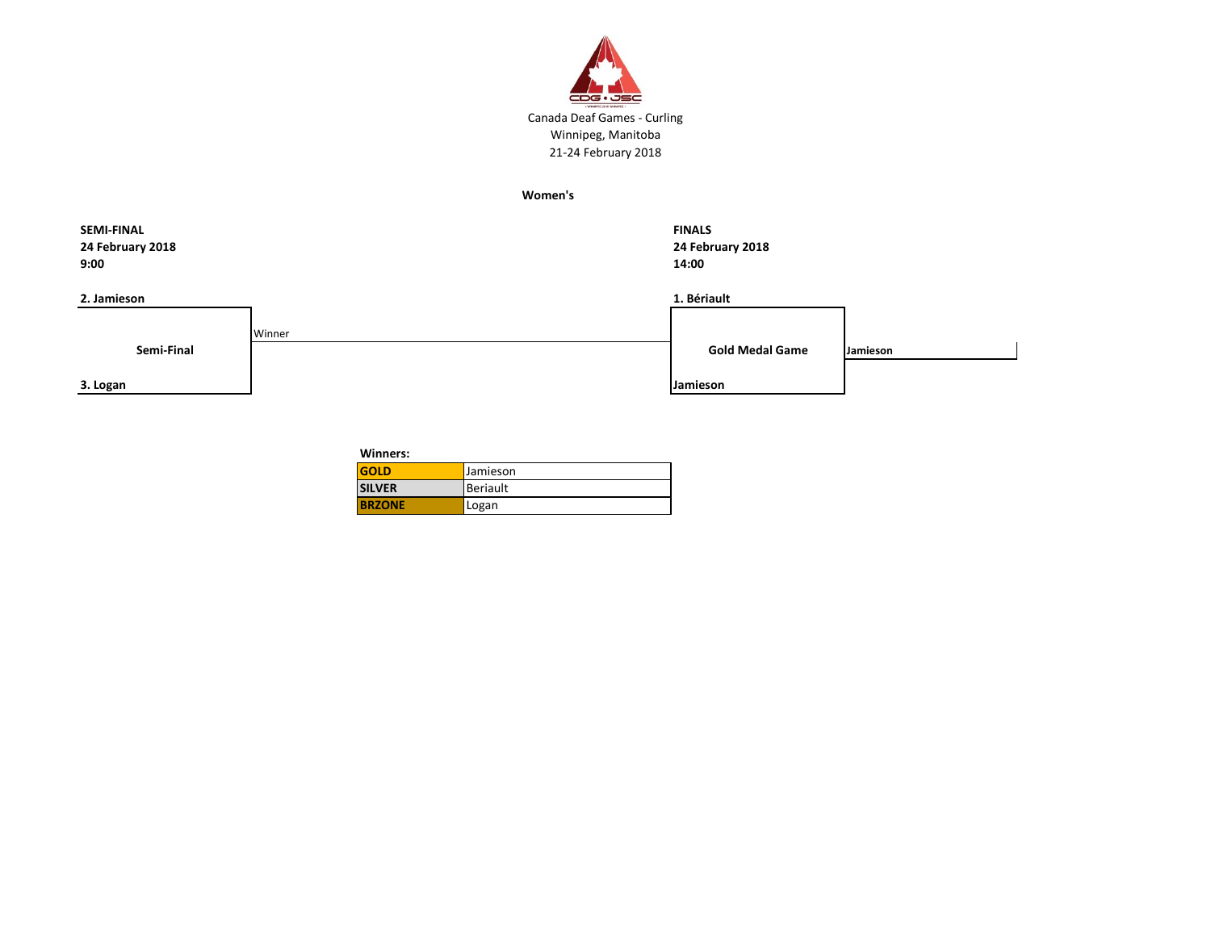Canada Deaf Games - Curling
Winnipeg, Manitoba
21-24 February 2018

**Women's**

**SEMI-FINAL**
**24 February 2018**
**9:00**

**2. Jamieson**

**Semi-Final**

**3. Logan**

Winner

**FINALS**
**24 February 2018**
**14:00**

**1. Bériault**

**Gold Medal Game**

**Jamieson**

**Jamieson**

**Winners:**

| | |
|---|---|
| **GOLD** | Jamieson |
| **SILVER** | Beriault |
| **BRZONE** | Logan |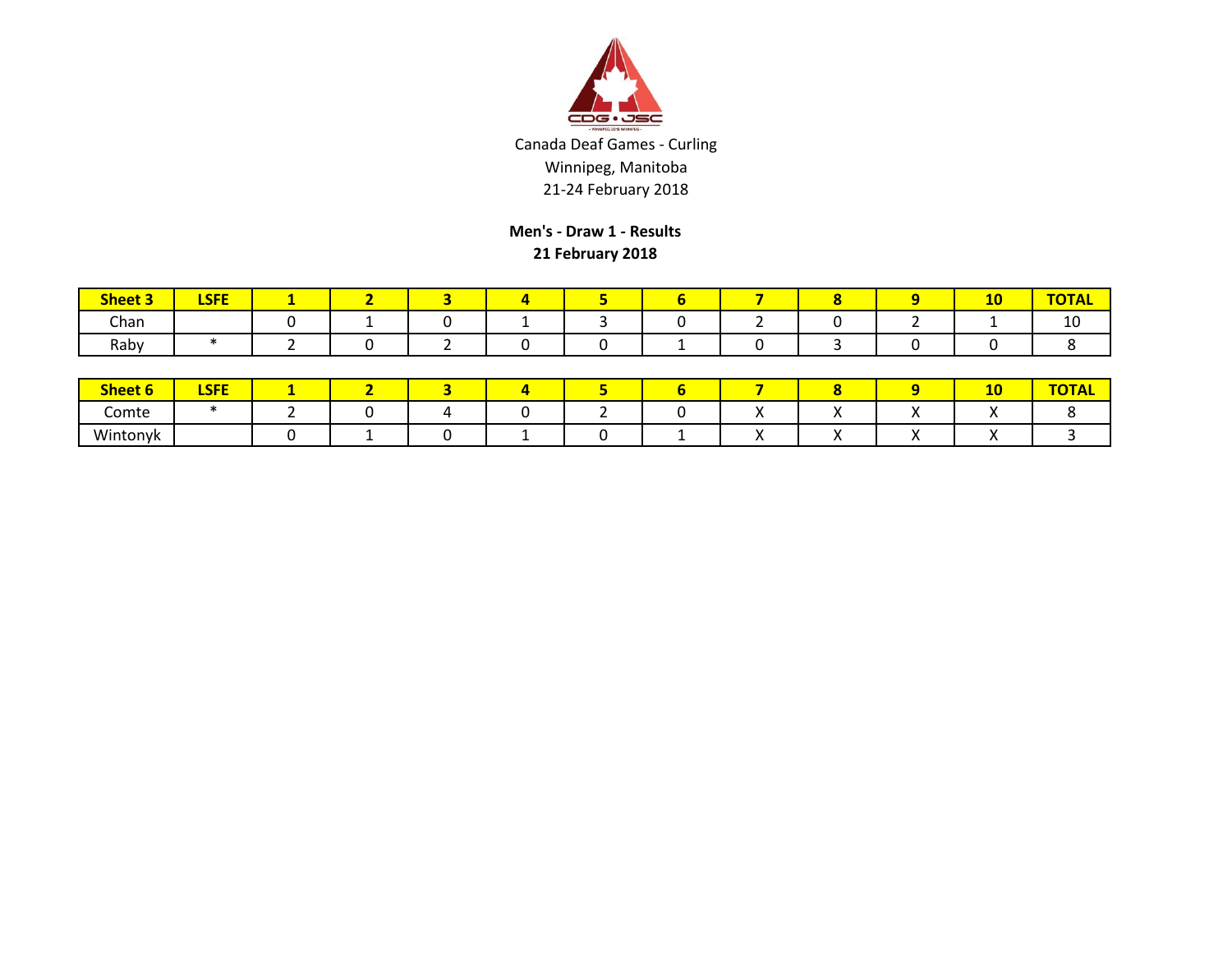Canada Deaf Games - Curling
Winnipeg, Manitoba
21-24 February 2018

**Men's - Draw 1 - Results**
**21 February 2018**

| Sheet 3 | LSFE | 1 | 2 | 3 | 4 | 5 | 6 | 7 | 8 | 9 | 10 | TOTAL |
|---|---|---|---|---|---|---|---|---|---|---|---|---|
| Chan | | 0 | 1 | 0 | 1 | 3 | 0 | 2 | 0 | 2 | 1 | 10 |
| Raby | * | 2 | 0 | 2 | 0 | 0 | 1 | 0 | 3 | 0 | 0 | 8 |

| Sheet 6 | LSFE | 1 | 2 | 3 | 4 | 5 | 6 | 7 | 8 | 9 | 10 | TOTAL |
|---|---|---|---|---|---|---|---|---|---|---|---|---|
| Comte | * | 2 | 0 | 4 | 0 | 2 | 0 | X | X | X | X | 8 |
| Wintonyk | | 0 | 1 | 0 | 1 | 0 | 1 | X | X | X | X | 3 |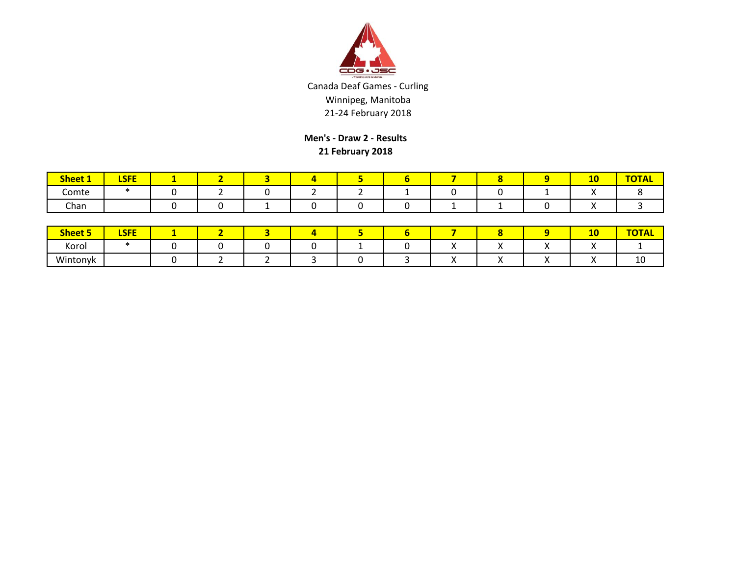Canada Deaf Games - Curling
Winnipeg, Manitoba
21-24 February 2018

**Men's - Draw 2 - Results**
**21 February 2018**

| Sheet 1 | LSFE | 1 | 2 | 3 | 4 | 5 | 6 | 7 | 8 | 9 | 10 | TOTAL |
|---|---|---|---|---|---|---|---|---|---|---|---|---|
| Comte | * | 0 | 2 | 0 | 2 | 2 | 1 | 0 | 0 | 1 | X | 8 |
| Chan | | 0 | 0 | 1 | 0 | 0 | 0 | 1 | 1 | 0 | X | 3 |

| Sheet 5 | LSFE | 1 | 2 | 3 | 4 | 5 | 6 | 7 | 8 | 9 | 10 | TOTAL |
|---|---|---|---|---|---|---|---|---|---|---|---|---|
| Korol | * | 0 | 0 | 0 | 0 | 1 | 0 | X | X | X | X | 1 |
| Wintonyk | | 0 | 2 | 2 | 3 | 0 | 3 | X | X | X | X | 10 |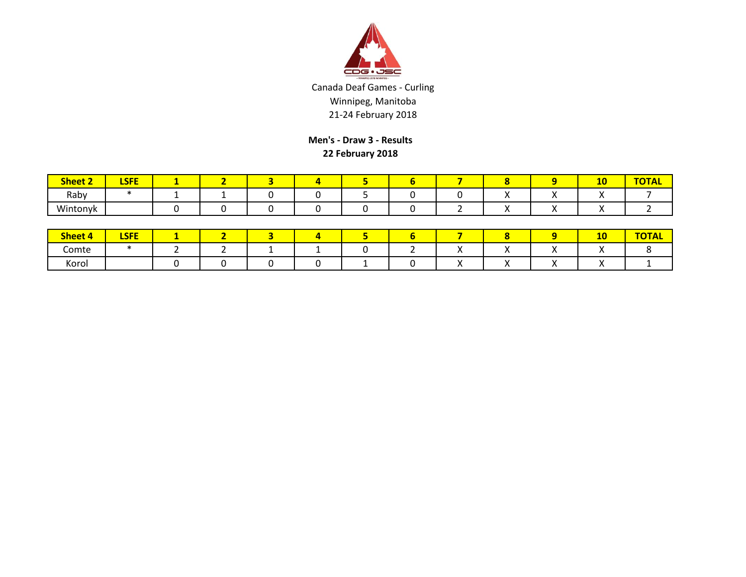Canada Deaf Games - Curling
Winnipeg, Manitoba
21-24 February 2018

**Men's - Draw 3 - Results**
**22 February 2018**

| Sheet 2 | LSFE | 1 | 2 | 3 | 4 | 5 | 6 | 7 | 8 | 9 | 10 | TOTAL |
|---|---|---|---|---|---|---|---|---|---|---|---|---|
| Raby | * | 1 | 1 | 0 | 0 | 5 | 0 | 0 | X | X | X | 7 |
| Wintonyk | | 0 | 0 | 0 | 0 | 0 | 0 | 2 | X | X | X | 2 |

| Sheet 4 | LSFE | 1 | 2 | 3 | 4 | 5 | 6 | 7 | 8 | 9 | 10 | TOTAL |
|---|---|---|---|---|---|---|---|---|---|---|---|---|
| Comte | * | 2 | 2 | 1 | 1 | 0 | 2 | X | X | X | X | 8 |
| Korol | | 0 | 0 | 0 | 0 | 1 | 0 | X | X | X | X | 1 |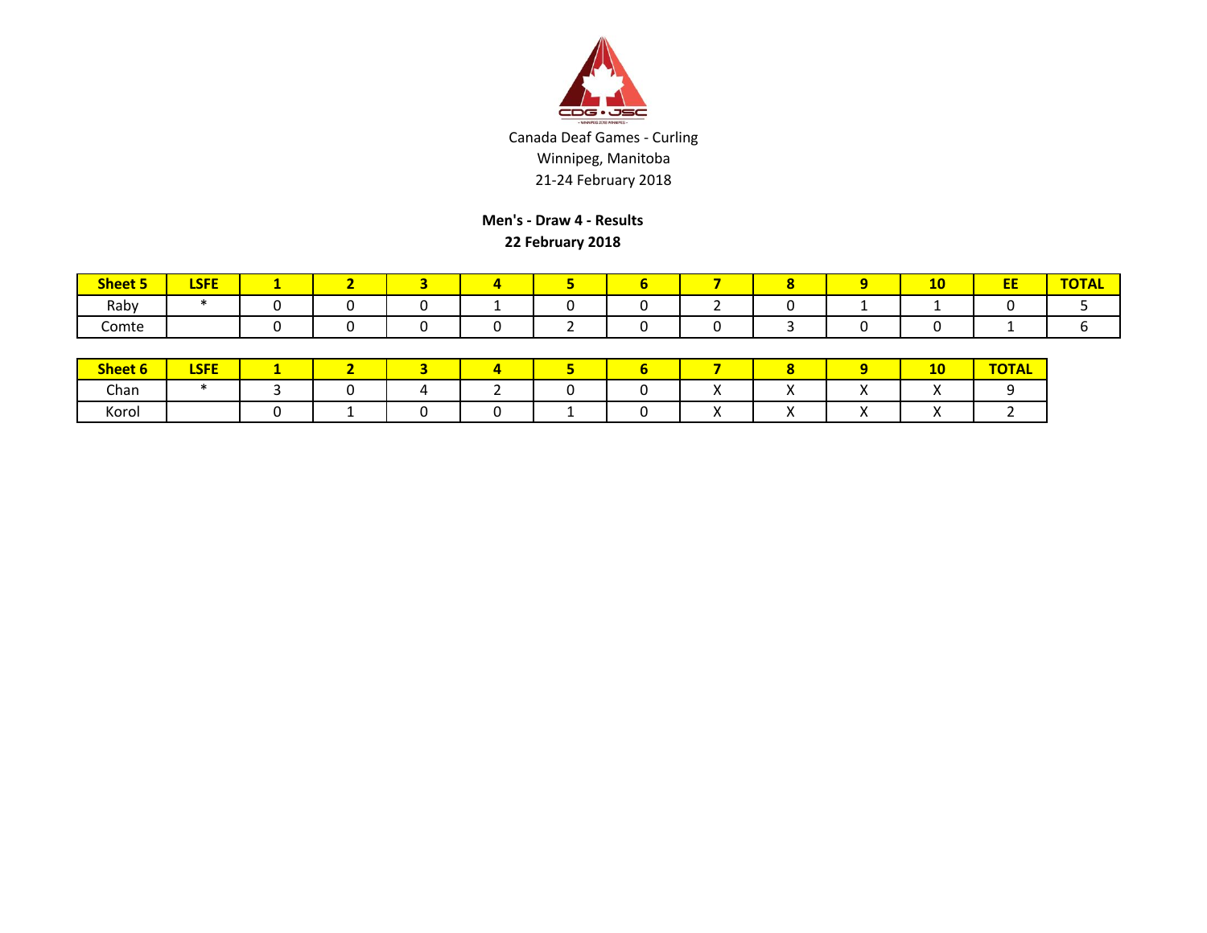Canada Deaf Games - Curling
Winnipeg, Manitoba
21-24 February 2018

**Men's - Draw 4 - Results**
**22 February 2018**

| Sheet 5 | LSFE | 1 | 2 | 3 | 4 | 5 | 6 | 7 | 8 | 9 | 10 | EE | TOTAL |
|---|---|---|---|---|---|---|---|---|---|---|---|---|---|
| Raby | * | 0 | 0 | 0 | 1 | 0 | 0 | 2 | 0 | 1 | 1 | 0 | 5 |
| Comte | | 0 | 0 | 0 | 0 | 2 | 0 | 0 | 3 | 0 | 0 | 1 | 6 |

| Sheet 6 | LSFE | 1 | 2 | 3 | 4 | 5 | 6 | 7 | 8 | 9 | 10 | TOTAL |
|---|---|---|---|---|---|---|---|---|---|---|---|---|
| Chan | * | 3 | 0 | 4 | 2 | 0 | 0 | X | X | X | X | 9 |
| Korol | | 0 | 1 | 0 | 0 | 1 | 0 | X | X | X | X | 2 |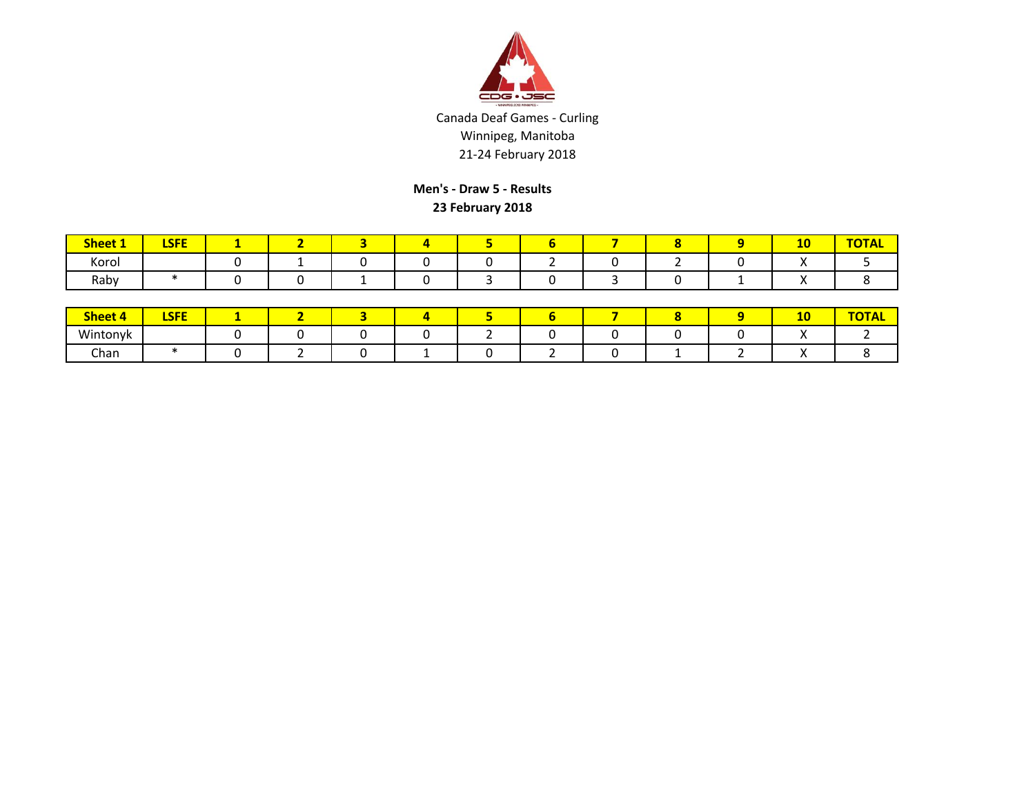Canada Deaf Games - Curling
Winnipeg, Manitoba
21-24 February 2018

**Men's - Draw 5 - Results**
**23 February 2018**

| Sheet 1 | LSFE | 1 | 2 | 3 | 4 | 5 | 6 | 7 | 8 | 9 | 10 | TOTAL |
|---|---|---|---|---|---|---|---|---|---|---|---|---|
| Korol | | 0 | 1 | 0 | 0 | 0 | 2 | 0 | 2 | 0 | X | 5 |
| Raby | * | 0 | 0 | 1 | 0 | 3 | 0 | 3 | 0 | 1 | X | 8 |

| Sheet 4 | LSFE | 1 | 2 | 3 | 4 | 5 | 6 | 7 | 8 | 9 | 10 | TOTAL |
|---|---|---|---|---|---|---|---|---|---|---|---|---|
| Wintonyk | | 0 | 0 | 0 | 0 | 2 | 0 | 0 | 0 | 0 | X | 2 |
| Chan | * | 0 | 2 | 0 | 1 | 0 | 2 | 0 | 1 | 2 | X | 8 |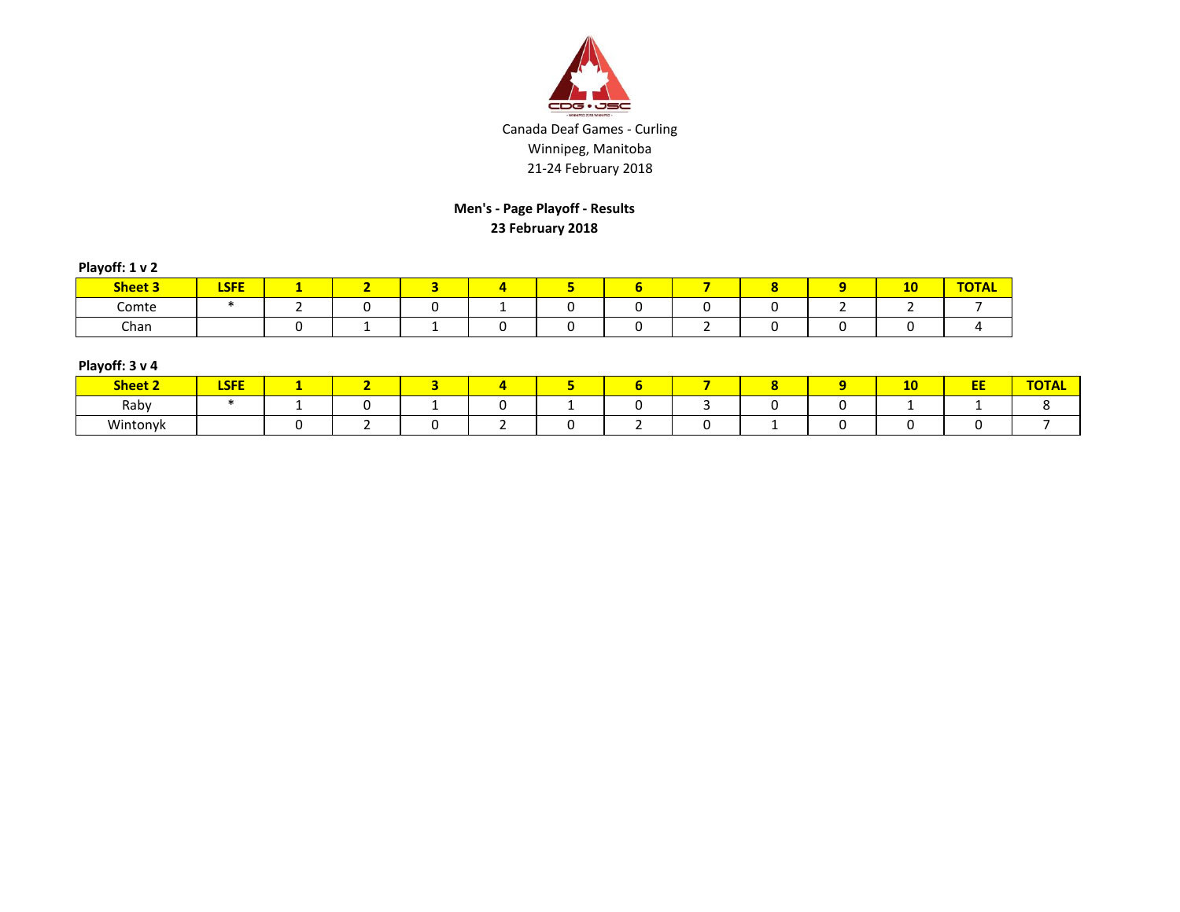Canada Deaf Games - Curling
Winnipeg, Manitoba
21-24 February 2018

**Men's - Page Playoff - Results**
**23 February 2018**

**Playoff: 1 v 2**

| Sheet 3 | LSFE | 1 | 2 | 3 | 4 | 5 | 6 | 7 | 8 | 9 | 10 | TOTAL |
|---|---|---|---|---|---|---|---|---|---|---|---|---|
| Comte | * | 2 | 0 | 0 | 1 | 0 | 0 | 0 | 0 | 2 | 2 | 7 |
| Chan | | 0 | 1 | 1 | 0 | 0 | 0 | 2 | 0 | 0 | 0 | 4 |

**Playoff: 3 v 4**

| Sheet 2 | LSFE | 1 | 2 | 3 | 4 | 5 | 6 | 7 | 8 | 9 | 10 | EE | TOTAL |
|---|---|---|---|---|---|---|---|---|---|---|---|---|---|
| Raby | * | 1 | 0 | 1 | 0 | 1 | 0 | 3 | 0 | 0 | 1 | 1 | 8 |
| Wintonyk | | 0 | 2 | 0 | 2 | 0 | 2 | 0 | 1 | 0 | 0 | 0 | 7 |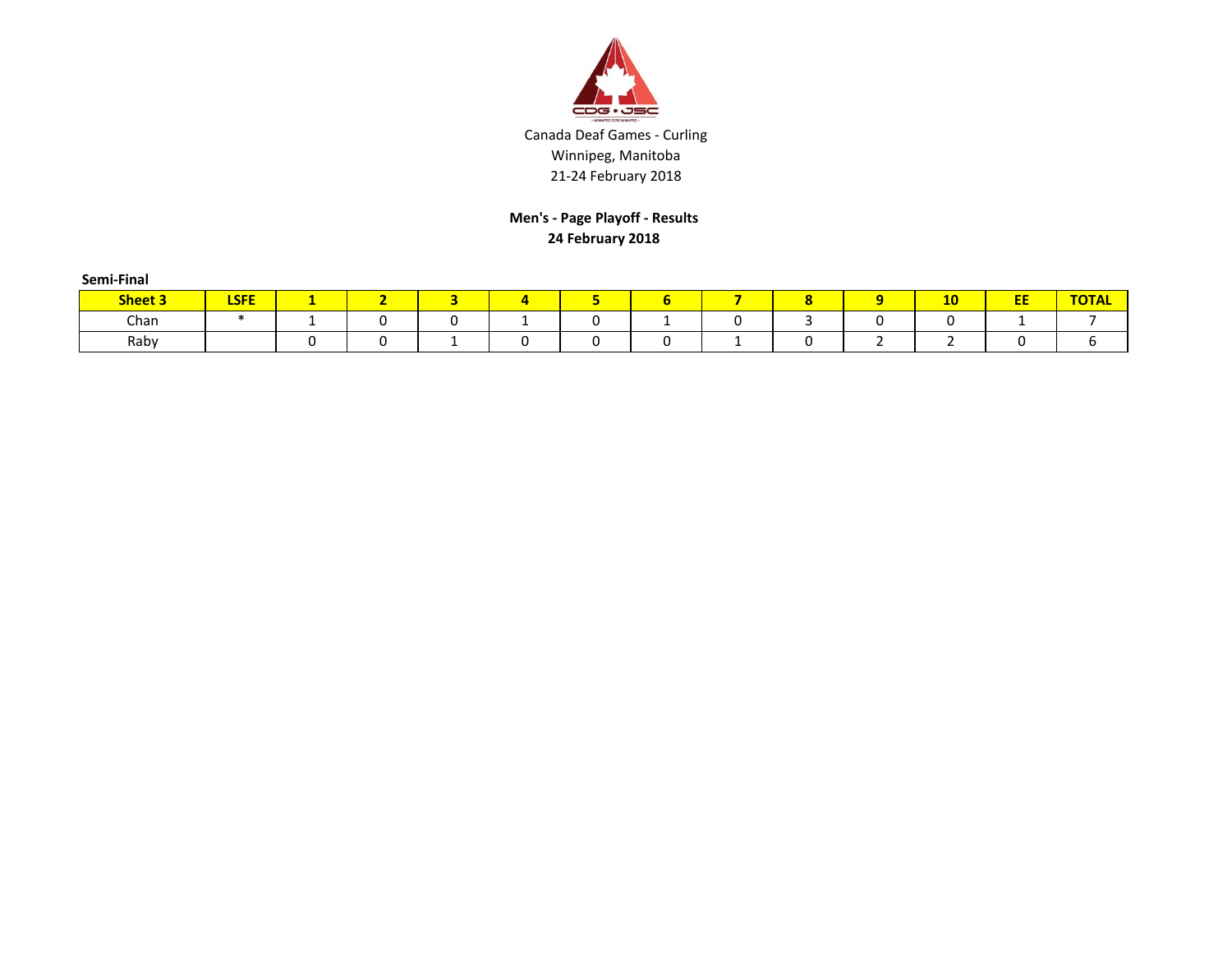Canada Deaf Games - Curling
Winnipeg, Manitoba
21-24 February 2018

**Men's - Page Playoff - Results**
**24 February 2018**

**Semi-Final**

| Sheet 3 | LSFE | 1 | 2 | 3 | 4 | 5 | 6 | 7 | 8 | 9 | 10 | EE | TOTAL |
|---|---|---|---|---|---|---|---|---|---|---|---|---|---|
| Chan | * | 1 | 0 | 0 | 1 | 0 | 1 | 0 | 3 | 0 | 0 | 1 | 7 |
| Raby | | 0 | 0 | 1 | 0 | 0 | 0 | 1 | 0 | 2 | 2 | 0 | 6 |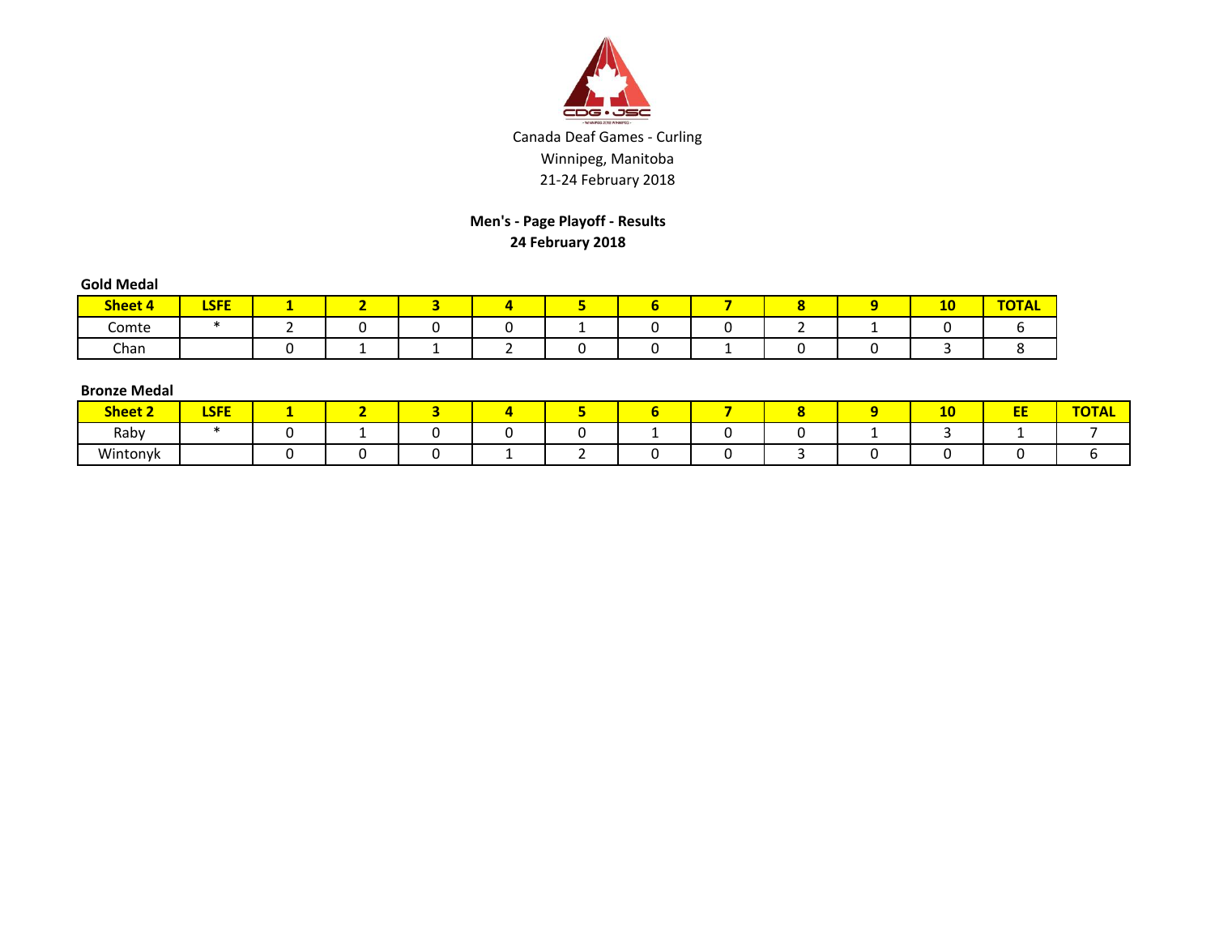Canada Deaf Games - Curling
Winnipeg, Manitoba
21-24 February 2018

**Men's - Page Playoff - Results**
**24 February 2018**

**Gold Medal**

| Sheet 4 | LSFE | 1 | 2 | 3 | 4 | 5 | 6 | 7 | 8 | 9 | 10 | TOTAL |
|---|---|---|---|---|---|---|---|---|---|---|---|---|
| Comte | * | 2 | 0 | 0 | 0 | 1 | 0 | 0 | 2 | 1 | 0 | 6 |
| Chan | | 0 | 1 | 1 | 2 | 0 | 0 | 1 | 0 | 0 | 3 | 8 |

**Bronze Medal**

| Sheet 2 | LSFE | 1 | 2 | 3 | 4 | 5 | 6 | 7 | 8 | 9 | 10 | EE | TOTAL |
|---|---|---|---|---|---|---|---|---|---|---|---|---|---|
| Raby | * | 0 | 1 | 0 | 0 | 0 | 1 | 0 | 0 | 1 | 3 | 1 | 7 |
| Wintonyk | | 0 | 0 | 0 | 1 | 2 | 0 | 0 | 3 | 0 | 0 | 0 | 6 |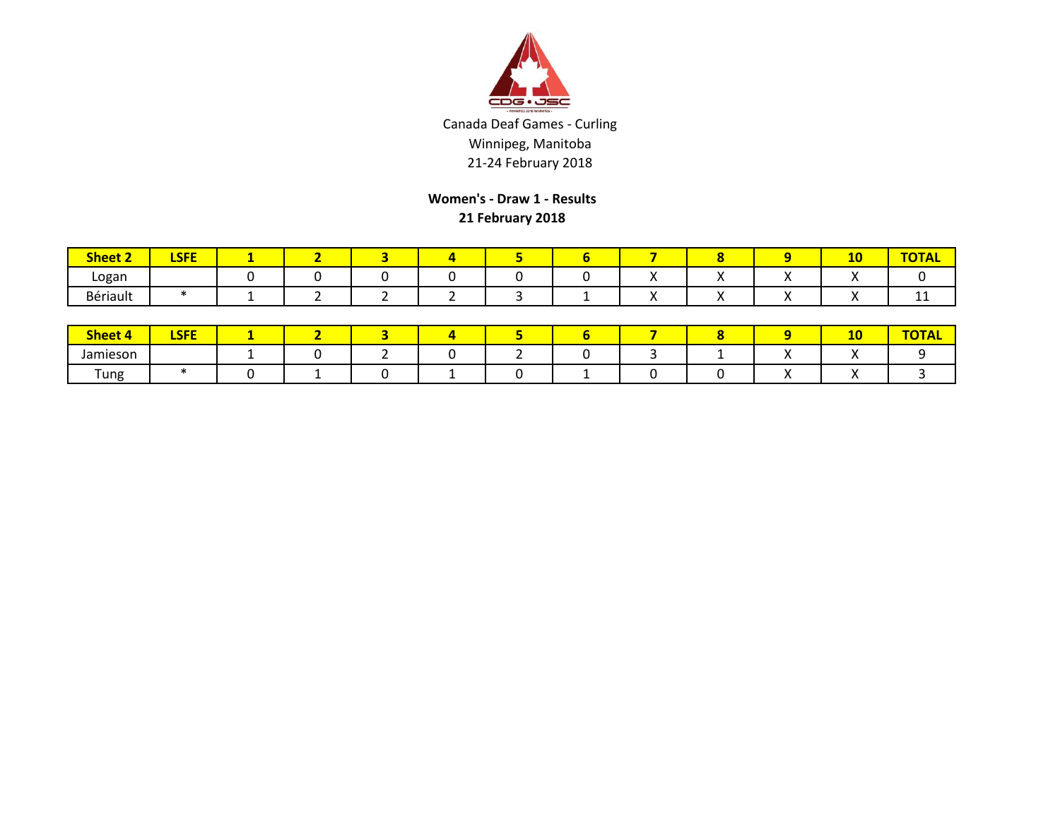Canada Deaf Games - Curling
Winnipeg, Manitoba
21-24 February 2018

**Women's - Draw 1 - Results**
**21 February 2018**

| Sheet 2 | LSFE | 1 | 2 | 3 | 4 | 5 | 6 | 7 | 8 | 9 | 10 | TOTAL |
|---|---|---|---|---|---|---|---|---|---|---|---|---|
| Logan | | 0 | 0 | 0 | 0 | 0 | 0 | X | X | X | X | 0 |
| Bériault | * | 1 | 2 | 2 | 2 | 3 | 1 | X | X | X | X | 11 |

| Sheet 4 | LSFE | 1 | 2 | 3 | 4 | 5 | 6 | 7 | 8 | 9 | 10 | TOTAL |
|---|---|---|---|---|---|---|---|---|---|---|---|---|
| Jamieson | | 1 | 0 | 2 | 0 | 2 | 0 | 3 | 1 | X | X | 9 |
| Tung | * | 0 | 1 | 0 | 1 | 0 | 1 | 0 | 0 | X | X | 3 |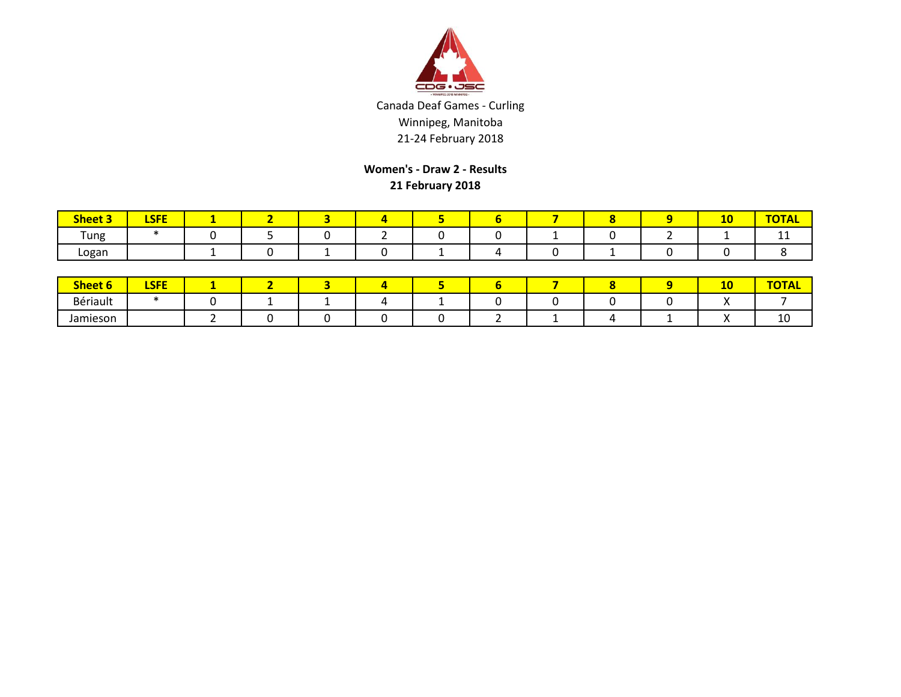Canada Deaf Games - Curling
Winnipeg, Manitoba
21-24 February 2018

**Women's - Draw 2 - Results**
**21 February 2018**

| Sheet 3 | LSFE | 1 | 2 | 3 | 4 | 5 | 6 | 7 | 8 | 9 | 10 | TOTAL |
|---|---|---|---|---|---|---|---|---|---|---|---|---|
| Tung | * | 0 | 5 | 0 | 2 | 0 | 0 | 1 | 0 | 2 | 1 | 11 |
| Logan | | 1 | 0 | 1 | 0 | 1 | 4 | 0 | 1 | 0 | 0 | 8 |

| Sheet 6 | LSFE | 1 | 2 | 3 | 4 | 5 | 6 | 7 | 8 | 9 | 10 | TOTAL |
|---|---|---|---|---|---|---|---|---|---|---|---|---|
| Bériault | * | 0 | 1 | 1 | 4 | 1 | 0 | 0 | 0 | 0 | X | 7 |
| Jamieson | | 2 | 0 | 0 | 0 | 0 | 2 | 1 | 4 | 1 | X | 10 |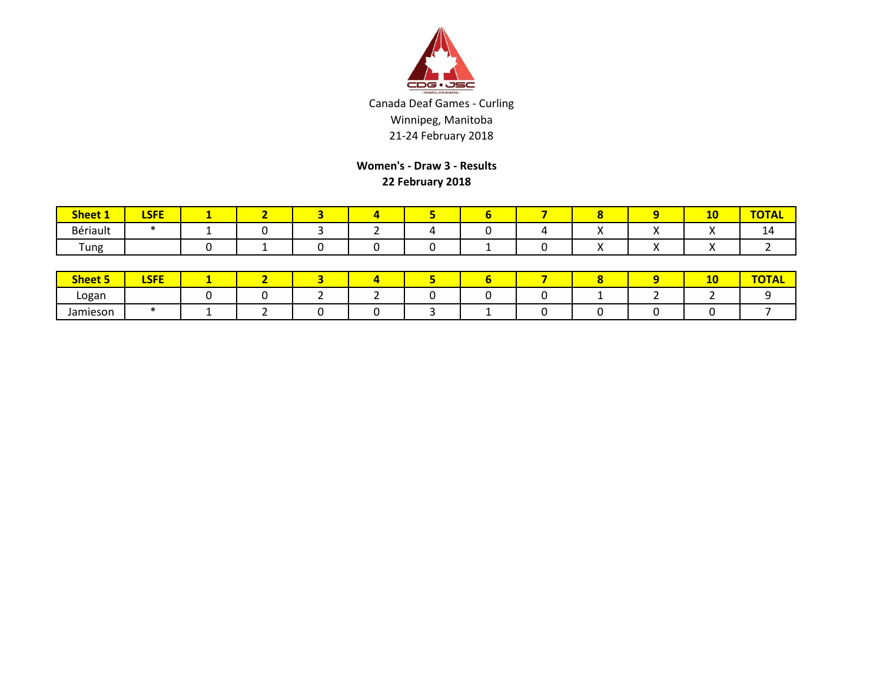Canada Deaf Games - Curling
Winnipeg, Manitoba
21-24 February 2018

**Women's - Draw 3 - Results**
**22 February 2018**

| Sheet 1 | LSFE | 1 | 2 | 3 | 4 | 5 | 6 | 7 | 8 | 9 | 10 | TOTAL |
|---|---|---|---|---|---|---|---|---|---|---|---|---|
| Bériault | * | 1 | 0 | 3 | 2 | 4 | 0 | 4 | X | X | X | 14 |
| Tung | | 0 | 1 | 0 | 0 | 0 | 1 | 0 | X | X | X | 2 |

| Sheet 5 | LSFE | 1 | 2 | 3 | 4 | 5 | 6 | 7 | 8 | 9 | 10 | TOTAL |
|---|---|---|---|---|---|---|---|---|---|---|---|---|
| Logan | | 0 | 0 | 2 | 2 | 0 | 0 | 0 | 1 | 2 | 2 | 9 |
| Jamieson | * | 1 | 2 | 0 | 0 | 3 | 1 | 0 | 0 | 0 | 0 | 7 |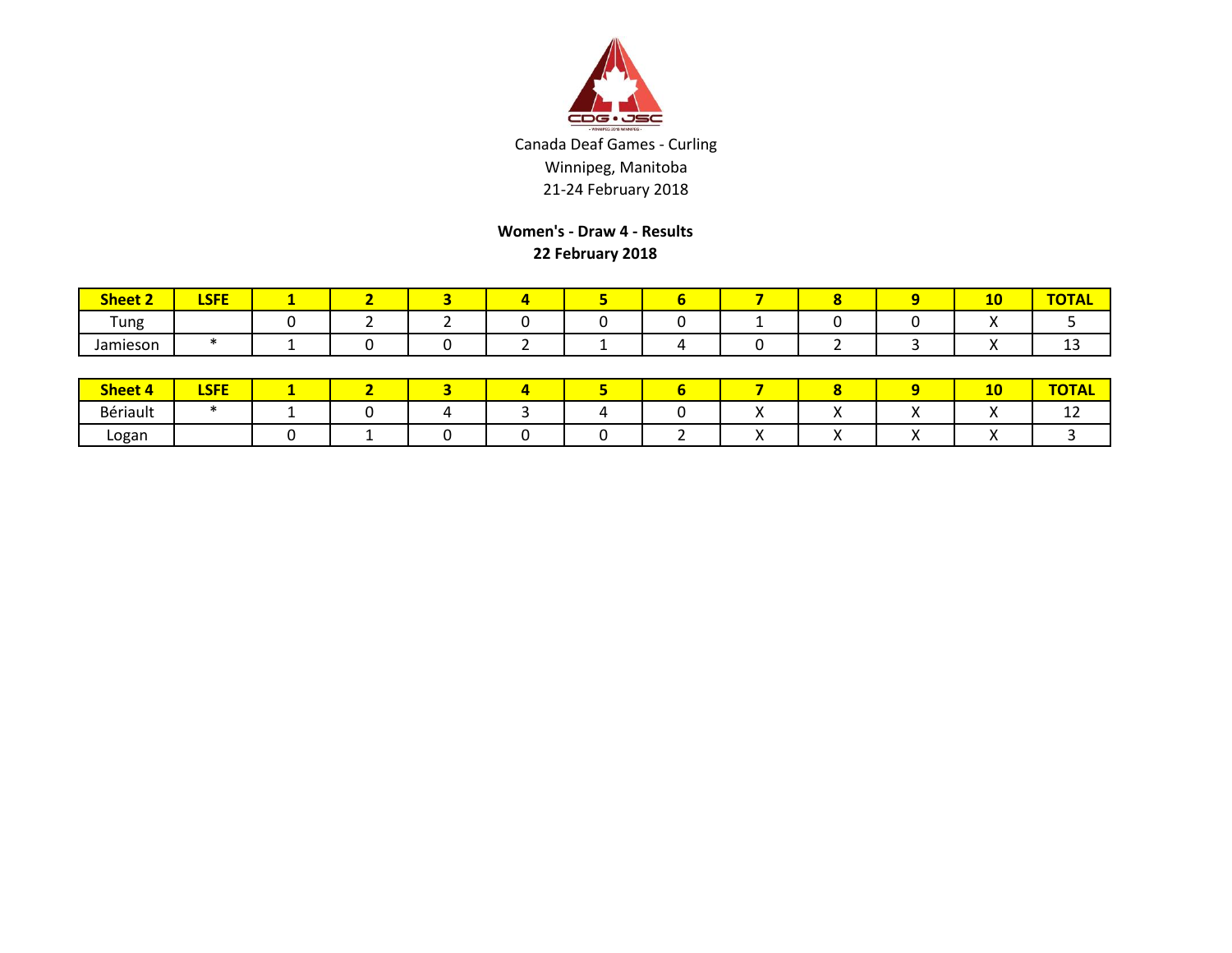Canada Deaf Games - Curling
Winnipeg, Manitoba
21-24 February 2018

**Women's - Draw 4 - Results**
**22 February 2018**

| Sheet 2 | LSFE | 1 | 2 | 3 | 4 | 5 | 6 | 7 | 8 | 9 | 10 | TOTAL |
|---|---|---|---|---|---|---|---|---|---|---|---|---|
| Tung | | 0 | 2 | 2 | 0 | 0 | 0 | 1 | 0 | 0 | X | 5 |
| Jamieson | * | 1 | 0 | 0 | 2 | 1 | 4 | 0 | 2 | 3 | X | 13 |

| Sheet 4 | LSFE | 1 | 2 | 3 | 4 | 5 | 6 | 7 | 8 | 9 | 10 | TOTAL |
|---|---|---|---|---|---|---|---|---|---|---|---|---|
| Bériault | * | 1 | 0 | 4 | 3 | 4 | 0 | X | X | X | X | 12 |
| Logan | | 0 | 1 | 0 | 0 | 0 | 2 | X | X | X | X | 3 |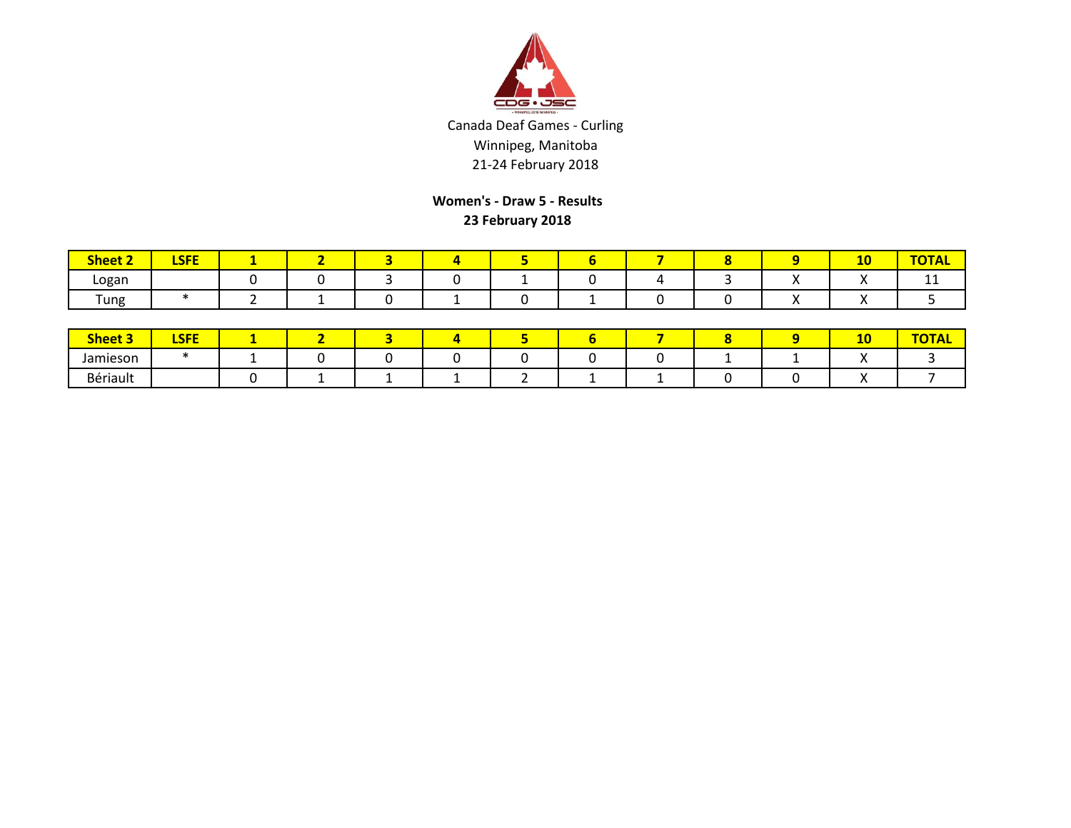Canada Deaf Games - Curling
Winnipeg, Manitoba
21-24 February 2018

**Women's - Draw 5 - Results**
**23 February 2018**

| Sheet 2 | LSFE | 1 | 2 | 3 | 4 | 5 | 6 | 7 | 8 | 9 | 10 | TOTAL |
|---|---|---|---|---|---|---|---|---|---|---|---|---|
| Logan | | 0 | 0 | 3 | 0 | 1 | 0 | 4 | 3 | X | X | 11 |
| Tung | * | 2 | 1 | 0 | 1 | 0 | 1 | 0 | 0 | X | X | 5 |

| Sheet 3 | LSFE | 1 | 2 | 3 | 4 | 5 | 6 | 7 | 8 | 9 | 10 | TOTAL |
|---|---|---|---|---|---|---|---|---|---|---|---|---|
| Jamieson | * | 1 | 0 | 0 | 0 | 0 | 0 | 0 | 1 | 1 | X | 3 |
| Bériault | | 0 | 1 | 1 | 1 | 2 | 1 | 1 | 0 | 0 | X | 7 |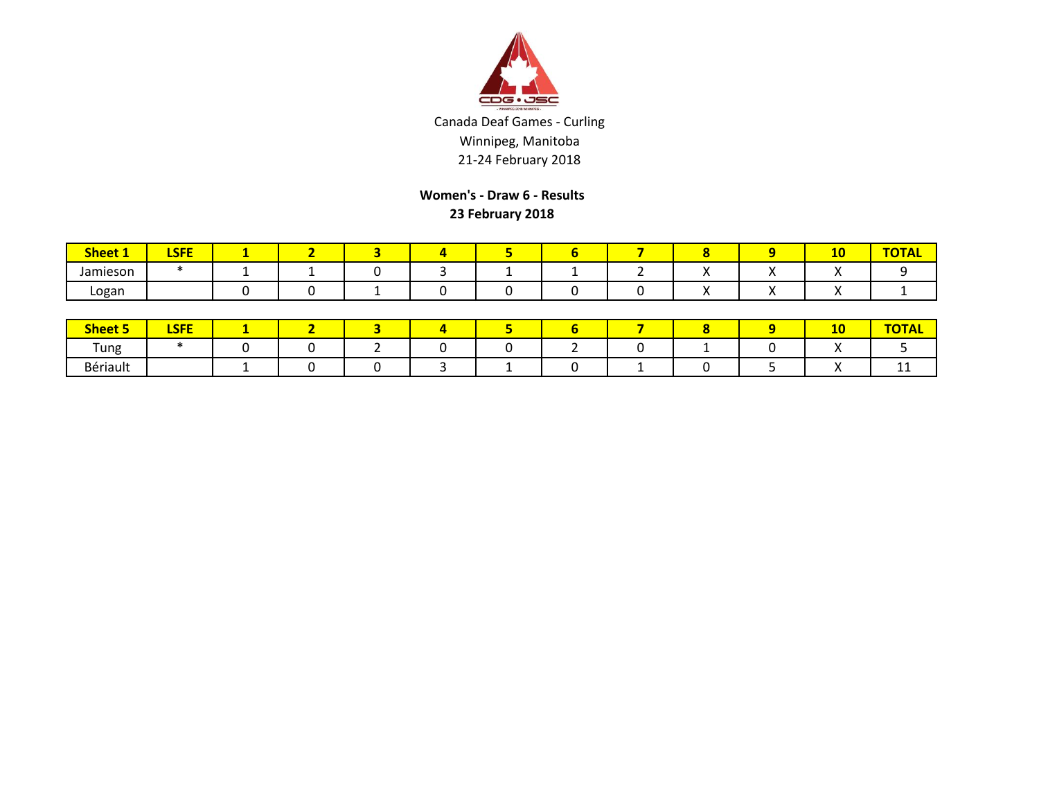Canada Deaf Games - Curling
Winnipeg, Manitoba
21-24 February 2018

**Women's - Draw 6 - Results**
**23 February 2018**

| Sheet 1 | LSFE | 1 | 2 | 3 | 4 | 5 | 6 | 7 | 8 | 9 | 10 | TOTAL |
|---|---|---|---|---|---|---|---|---|---|---|---|---|
| Jamieson | * | 1 | 1 | 0 | 3 | 1 | 1 | 2 | X | X | X | 9 |
| Logan | | 0 | 0 | 1 | 0 | 0 | 0 | 0 | X | X | X | 1 |

| Sheet 5 | LSFE | 1 | 2 | 3 | 4 | 5 | 6 | 7 | 8 | 9 | 10 | TOTAL |
|---|---|---|---|---|---|---|---|---|---|---|---|---|
| Tung | * | 0 | 0 | 2 | 0 | 0 | 2 | 0 | 1 | 0 | X | 5 |
| Bériault | | 1 | 0 | 0 | 3 | 1 | 0 | 1 | 0 | 5 | X | 11 |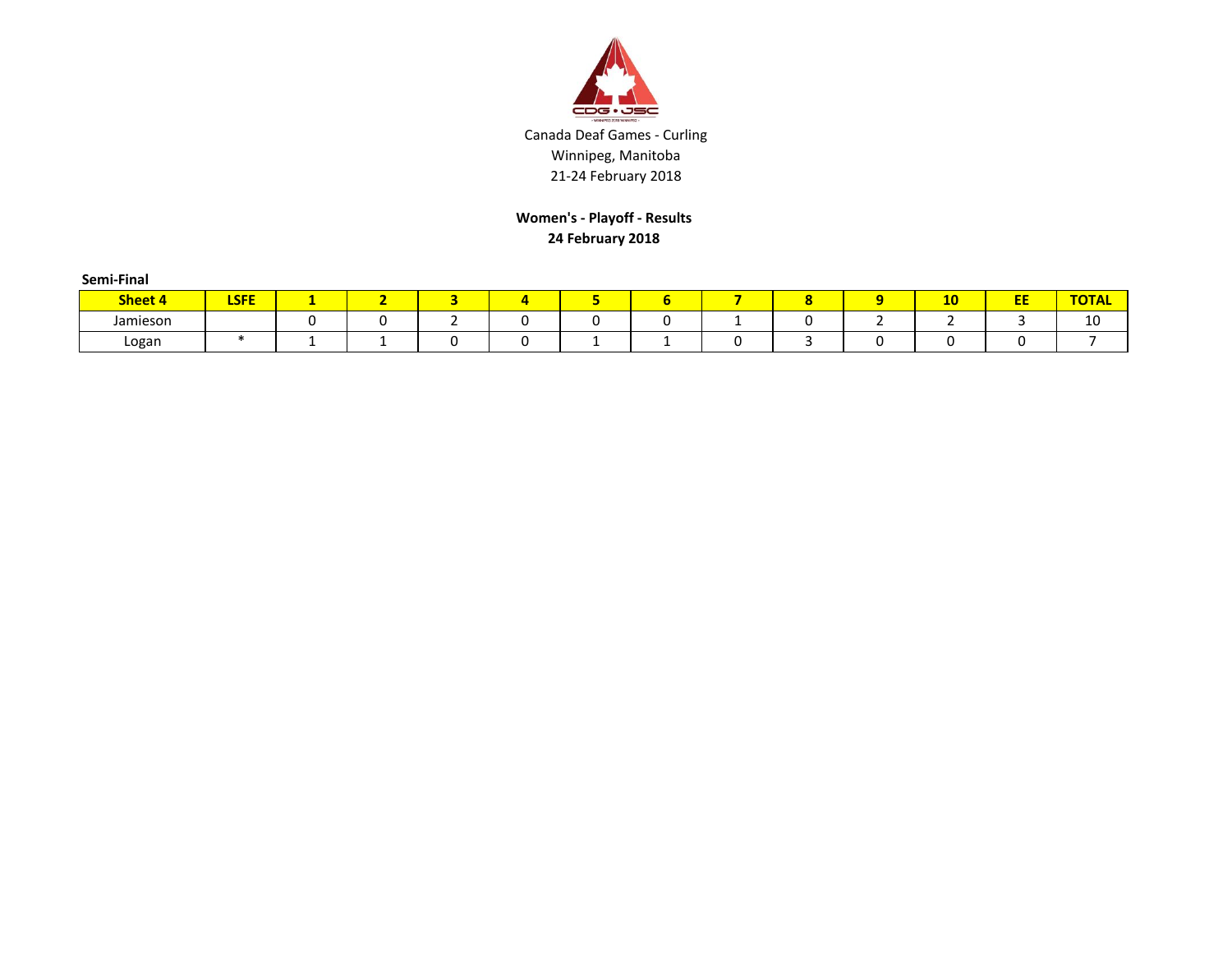Canada Deaf Games - Curling
Winnipeg, Manitoba
21-24 February 2018

**Women's - Playoff - Results**
**24 February 2018**

**Semi-Final**

| Sheet 4 | LSFE | 1 | 2 | 3 | 4 | 5 | 6 | 7 | 8 | 9 | 10 | EE | TOTAL |
|---|---|---|---|---|---|---|---|---|---|---|---|---|---|
| Jamieson | | 0 | 0 | 2 | 0 | 0 | 0 | 1 | 0 | 2 | 2 | 3 | 10 |
| Logan | * | 1 | 1 | 0 | 0 | 1 | 1 | 0 | 3 | 0 | 0 | 0 | 7 |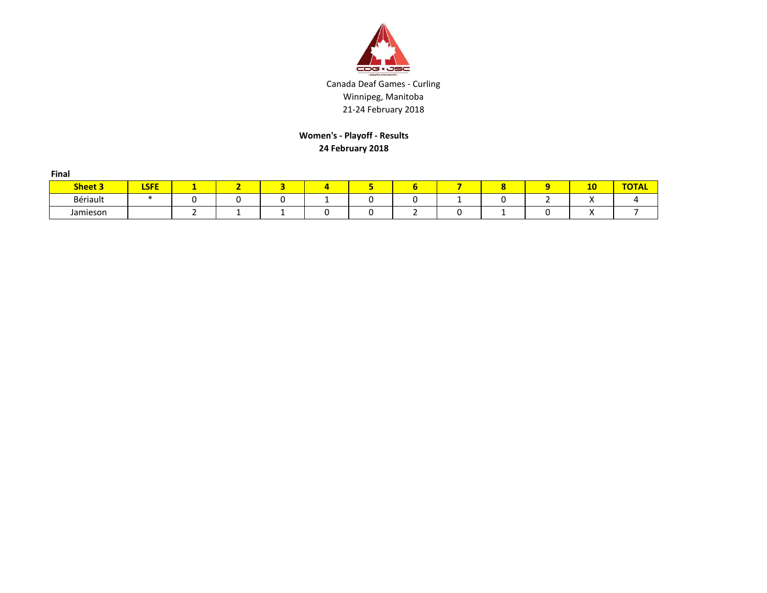Canada Deaf Games - Curling
Winnipeg, Manitoba
21-24 February 2018

**Women's - Playoff - Results**
**24 February 2018**

**Final**

| Sheet 3 | LSFE | 1 | 2 | 3 | 4 | 5 | 6 | 7 | 8 | 9 | 10 | TOTAL |
|---|---|---|---|---|---|---|---|---|---|---|---|---|
| Bériault | * | 0 | 0 | 0 | 1 | 0 | 0 | 1 | 0 | 2 | X | 4 |
| Jamieson | | 2 | 1 | 1 | 0 | 0 | 2 | 0 | 1 | 0 | X | 7 |